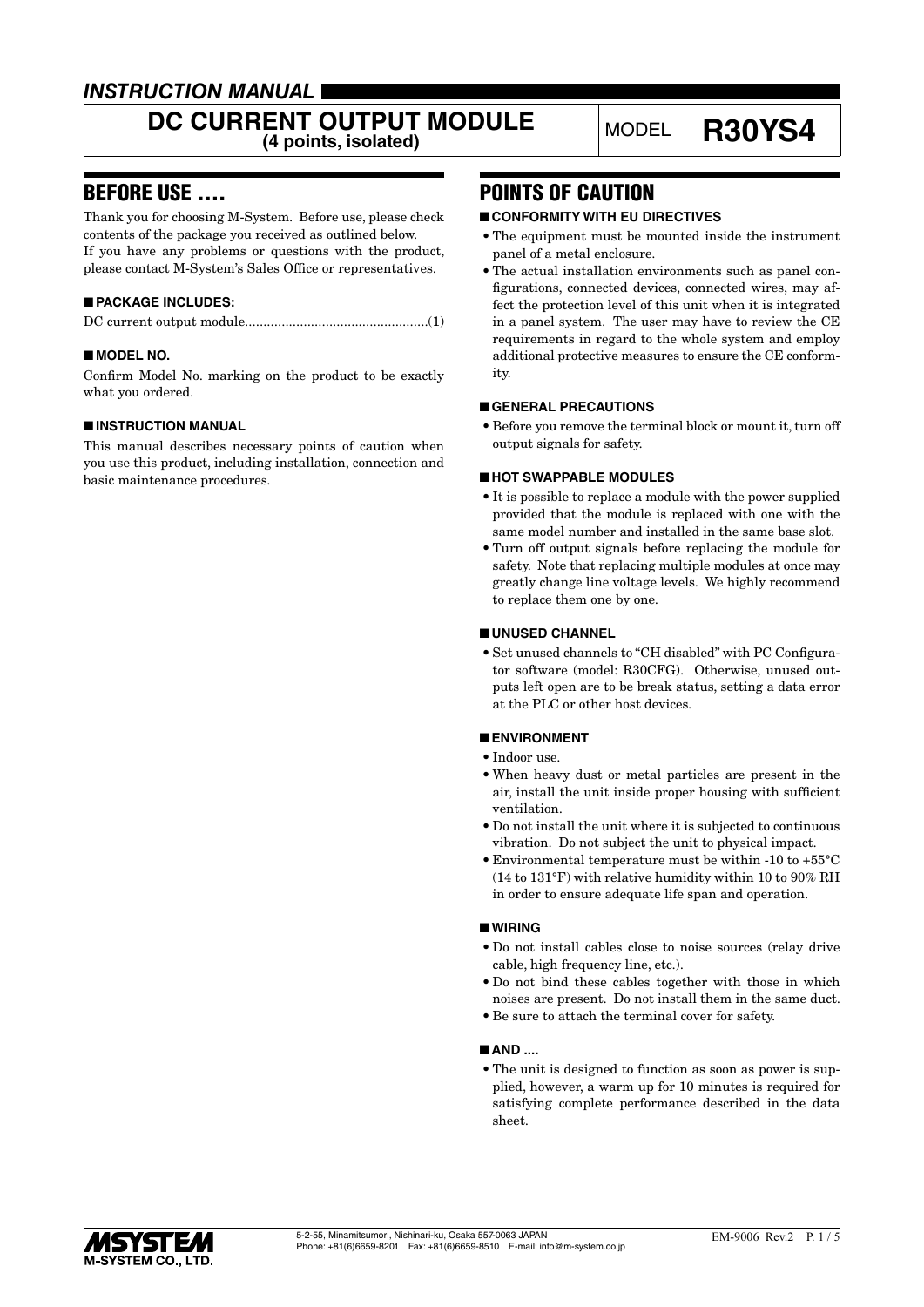*INSTRUCTION MANUAL*

# DC CURRENT OUTPUT MODULE (4 points, isolated)

MODEL **R30YS4**

## BEFORE USE ....

Thank you for choosing M-System. Before use, please check contents of the package you received as outlined below.
If you have any problems or questions with the product, please contact M-System's Sales Office or representatives.

### ■ PACKAGE INCLUDES:

DC current output module..................................................(1)

### ■ MODEL NO.

Confirm Model No. marking on the product to be exactly what you ordered.

### ■ INSTRUCTION MANUAL

This manual describes necessary points of caution when you use this product, including installation, connection and basic maintenance procedures.

## POINTS OF CAUTION

### ■ CONFORMITY WITH EU DIRECTIVES

- The equipment must be mounted inside the instrument panel of a metal enclosure.
- The actual installation environments such as panel configurations, connected devices, connected wires, may affect the protection level of this unit when it is integrated in a panel system. The user may have to review the CE requirements in regard to the whole system and employ additional protective measures to ensure the CE conformity.

### ■ GENERAL PRECAUTIONS

- Before you remove the terminal block or mount it, turn off output signals for safety.

### ■ HOT SWAPPABLE MODULES

- It is possible to replace a module with the power supplied provided that the module is replaced with one with the same model number and installed in the same base slot.
- Turn off output signals before replacing the module for safety. Note that replacing multiple modules at once may greatly change line voltage levels. We highly recommend to replace them one by one.

### ■ UNUSED CHANNEL

- Set unused channels to "CH disabled" with PC Configurator software (model: R30CFG). Otherwise, unused outputs left open are to be break status, setting a data error at the PLC or other host devices.

### ■ ENVIRONMENT

- Indoor use.
- When heavy dust or metal particles are present in the air, install the unit inside proper housing with sufficient ventilation.
- Do not install the unit where it is subjected to continuous vibration. Do not subject the unit to physical impact.
- Environmental temperature must be within -10 to +55°C (14 to 131°F) with relative humidity within 10 to 90% RH in order to ensure adequate life span and operation.

### ■ WIRING

- Do not install cables close to noise sources (relay drive cable, high frequency line, etc.).
- Do not bind these cables together with those in which noises are present. Do not install them in the same duct.
- Be sure to attach the terminal cover for safety.

### ■ AND ....

- The unit is designed to function as soon as power is supplied, however, a warm up for 10 minutes is required for satisfying complete performance described in the data sheet.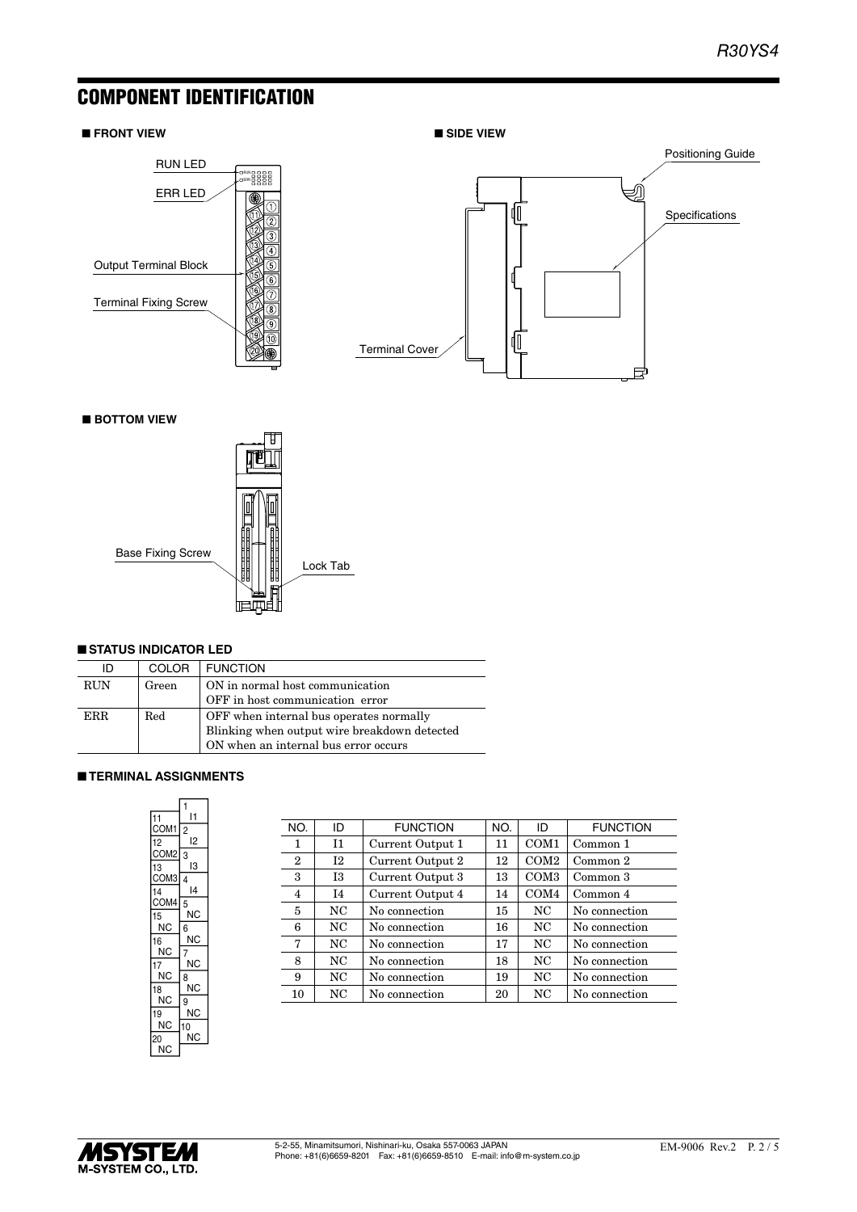# COMPONENT IDENTIFICATION

■ **FRONT VIEW**

RUN LED

ERR LED

Output Terminal Block

Terminal Fixing Screw

■ **SIDE VIEW**

Positioning Guide

Specifications

Terminal Cover

■ **BOTTOM VIEW**

Base Fixing Screw

Lock Tab

■ **STATUS INDICATOR LED**

| ID | COLOR | FUNCTION |
|---|---|---|
| RUN | Green | ON in normal host communication<br>OFF in host communication error |
| ERR | Red | OFF when internal bus operates normally<br>Blinking when output wire breakdown detected<br>ON when an internal bus error occurs |

■ **TERMINAL ASSIGNMENTS**

| NO. | ID | FUNCTION | NO. | ID | FUNCTION |
|---|---|---|---|---|---|
| 1 | I1 | Current Output 1 | 11 | COM1 | Common 1 |
| 2 | I2 | Current Output 2 | 12 | COM2 | Common 2 |
| 3 | I3 | Current Output 3 | 13 | COM3 | Common 3 |
| 4 | I4 | Current Output 4 | 14 | COM4 | Common 4 |
| 5 | NC | No connection | 15 | NC | No connection |
| 6 | NC | No connection | 16 | NC | No connection |
| 7 | NC | No connection | 17 | NC | No connection |
| 8 | NC | No connection | 18 | NC | No connection |
| 9 | NC | No connection | 19 | NC | No connection |
| 10 | NC | No connection | 20 | NC | No connection |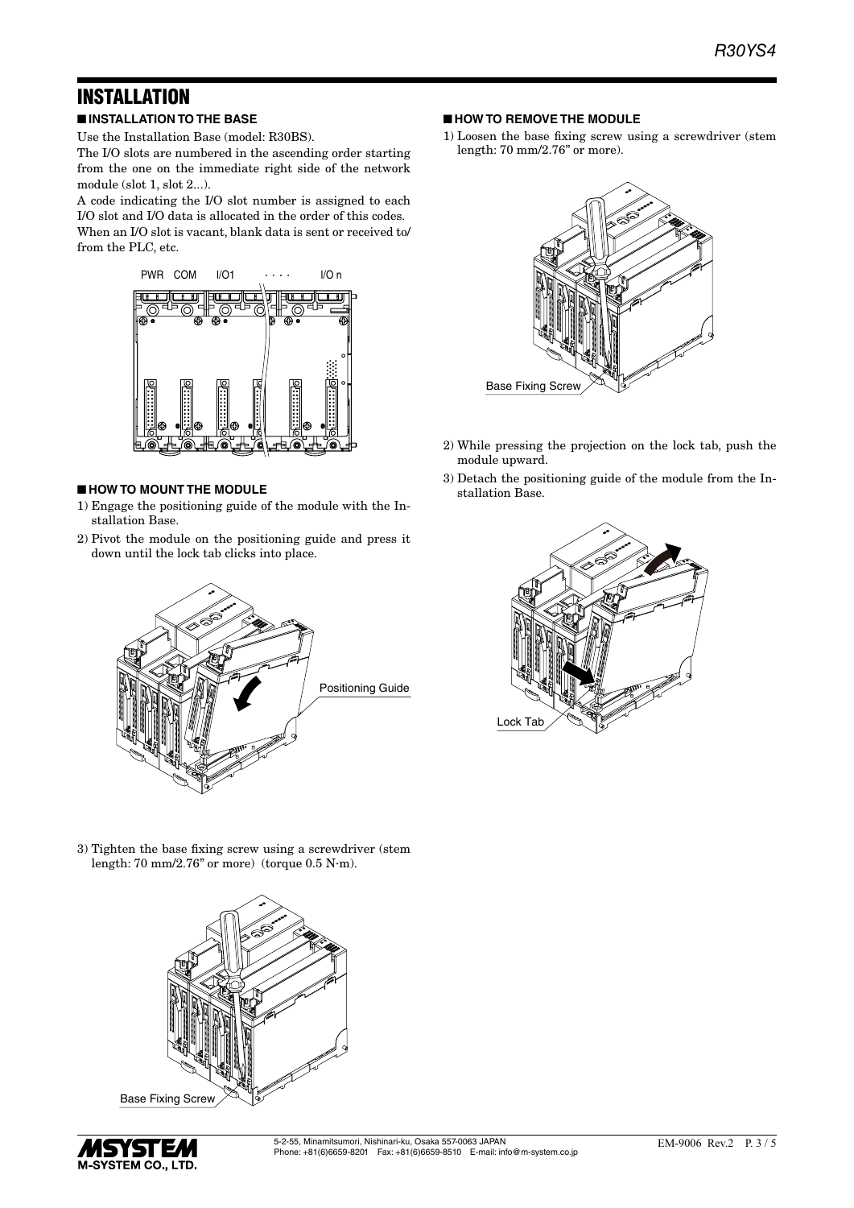# INSTALLATION

## ■ INSTALLATION TO THE BASE

Use the Installation Base (model: R30BS).

The I/O slots are numbered in the ascending order starting from the one on the immediate right side of the network module (slot 1, slot 2...).

A code indicating the I/O slot number is assigned to each I/O slot and I/O data is allocated in the order of this codes.

When an I/O slot is vacant, blank data is sent or received to/ from the PLC, etc.

## ■ HOW TO MOUNT THE MODULE

1) Engage the positioning guide of the module with the Installation Base.
2) Pivot the module on the positioning guide and press it down until the lock tab clicks into place.

3) Tighten the base fixing screw using a screwdriver (stem length: 70 mm/2.76" or more) (torque 0.5 N·m).

## ■ HOW TO REMOVE THE MODULE

1) Loosen the base fixing screw using a screwdriver (stem length: 70 mm/2.76" or more).

2) While pressing the projection on the lock tab, push the module upward.
3) Detach the positioning guide of the module from the Installation Base.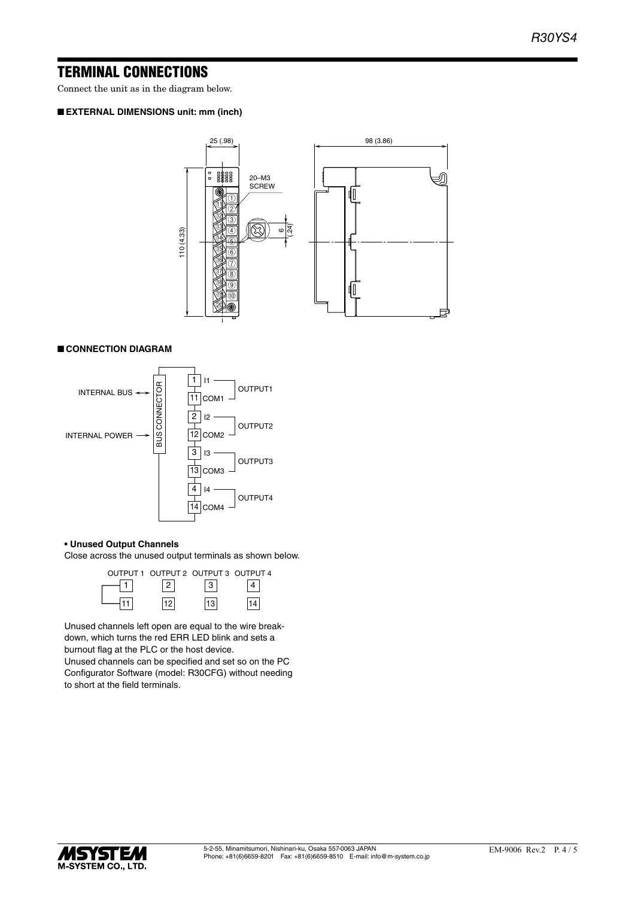## TERMINAL CONNECTIONS

Connect the unit as in the diagram below.

### ■ EXTERNAL DIMENSIONS unit: mm (inch)

25 (.98)

98 (3.86)

110 (4.33)

20–M3 SCREW

6 (.24)

### ■ CONNECTION DIAGRAM

INTERNAL BUS

INTERNAL POWER

BUS CONNECTOR

| Terminal | Signal | Output |
|---|---|---|
| 1 | I1 | OUTPUT1 |
| 11 | COM1 | |
| 2 | I2 | OUTPUT2 |
| 12 | COM2 | |
| 3 | I3 | OUTPUT3 |
| 13 | COM3 | |
| 4 | I4 | OUTPUT4 |
| 14 | COM4 | |

**• Unused Output Channels**

Close across the unused output terminals as shown below.

| OUTPUT 1 | OUTPUT 2 | OUTPUT 3 | OUTPUT 4 |
|---|---|---|---|
| 1 | 2 | 3 | 4 |
| 11 | 12 | 13 | 14 |

Unused channels left open are equal to the wire breakdown, which turns the red ERR LED blink and sets a burnout flag at the PLC or the host device.
Unused channels can be specified and set so on the PC Configurator Software (model: R30CFG) without needing to short at the field terminals.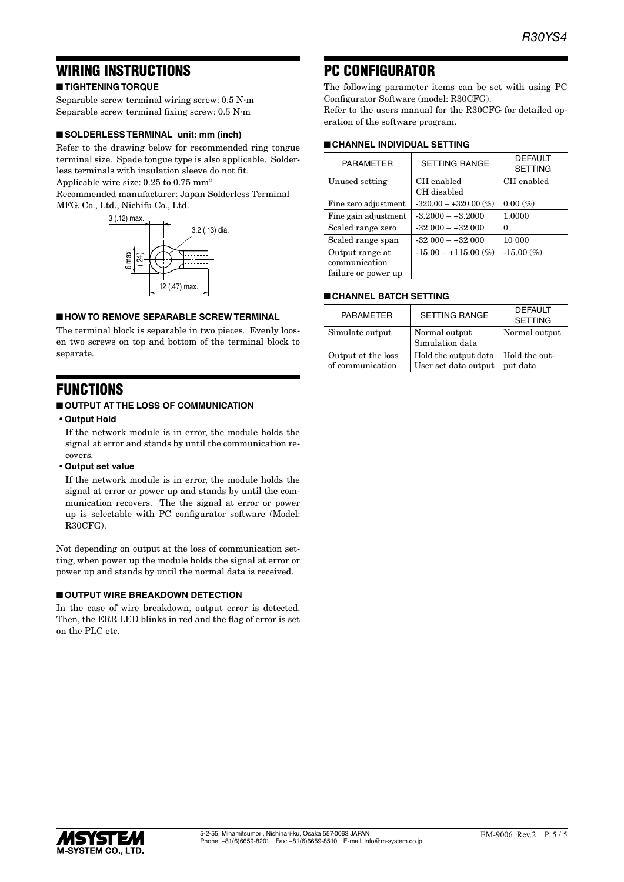## WIRING INSTRUCTIONS

### ■ TIGHTENING TORQUE

Separable screw terminal wiring screw: 0.5 N·m
Separable screw terminal fixing screw: 0.5 N·m

### ■ SOLDERLESS TERMINAL unit: mm (inch)

Refer to the drawing below for recommended ring tongue terminal size. Spade tongue type is also applicable. Solderless terminals with insulation sleeve do not fit.
Applicable wire size: 0.25 to 0.75 mm²
Recommended manufacturer: Japan Solderless Terminal MFG. Co., Ltd., Nichifu Co., Ltd.

3 (.12) max.
3.2 (.13) dia.
6 max. (.24)
12 (.47) max.

### ■ HOW TO REMOVE SEPARABLE SCREW TERMINAL

The terminal block is separable in two pieces. Evenly loosen two screws on top and bottom of the terminal block to separate.

## FUNCTIONS

### ■ OUTPUT AT THE LOSS OF COMMUNICATION

- **Output Hold**

  If the network module is in error, the module holds the signal at error and stands by until the communication recovers.

- **Output set value**

  If the network module is in error, the module holds the signal at error or power up and stands by until the communication recovers. The the signal at error or power up is selectable with PC configurator software (Model: R30CFG).

Not depending on output at the loss of communication setting, when power up the module holds the signal at error or power up and stands by until the normal data is received.

### ■ OUTPUT WIRE BREAKDOWN DETECTION

In the case of wire breakdown, output error is detected. Then, the ERR LED blinks in red and the flag of error is set on the PLC etc.

## PC CONFIGURATOR

The following parameter items can be set with using PC Configurator Software (model: R30CFG).
Refer to the users manual for the R30CFG for detailed operation of the software program.

### ■ CHANNEL INDIVIDUAL SETTING

| PARAMETER | SETTING RANGE | DEFAULT SETTING |
|---|---|---|
| Unused setting | CH enabled<br>CH disabled | CH enabled |
| Fine zero adjustment | -320.00 – +320.00 (%) | 0.00 (%) |
| Fine gain adjustment | -3.2000 – +3.2000 | 1.0000 |
| Scaled range zero | -32 000 – +32 000 | 0 |
| Scaled range span | -32 000 – +32 000 | 10 000 |
| Output range at communication failure or power up | -15.00 – +115.00 (%) | -15.00 (%) |

### ■ CHANNEL BATCH SETTING

| PARAMETER | SETTING RANGE | DEFAULT SETTING |
|---|---|---|
| Simulate output | Normal output<br>Simulation data | Normal output |
| Output at the loss of communication | Hold the output data<br>User set data output | Hold the output data |